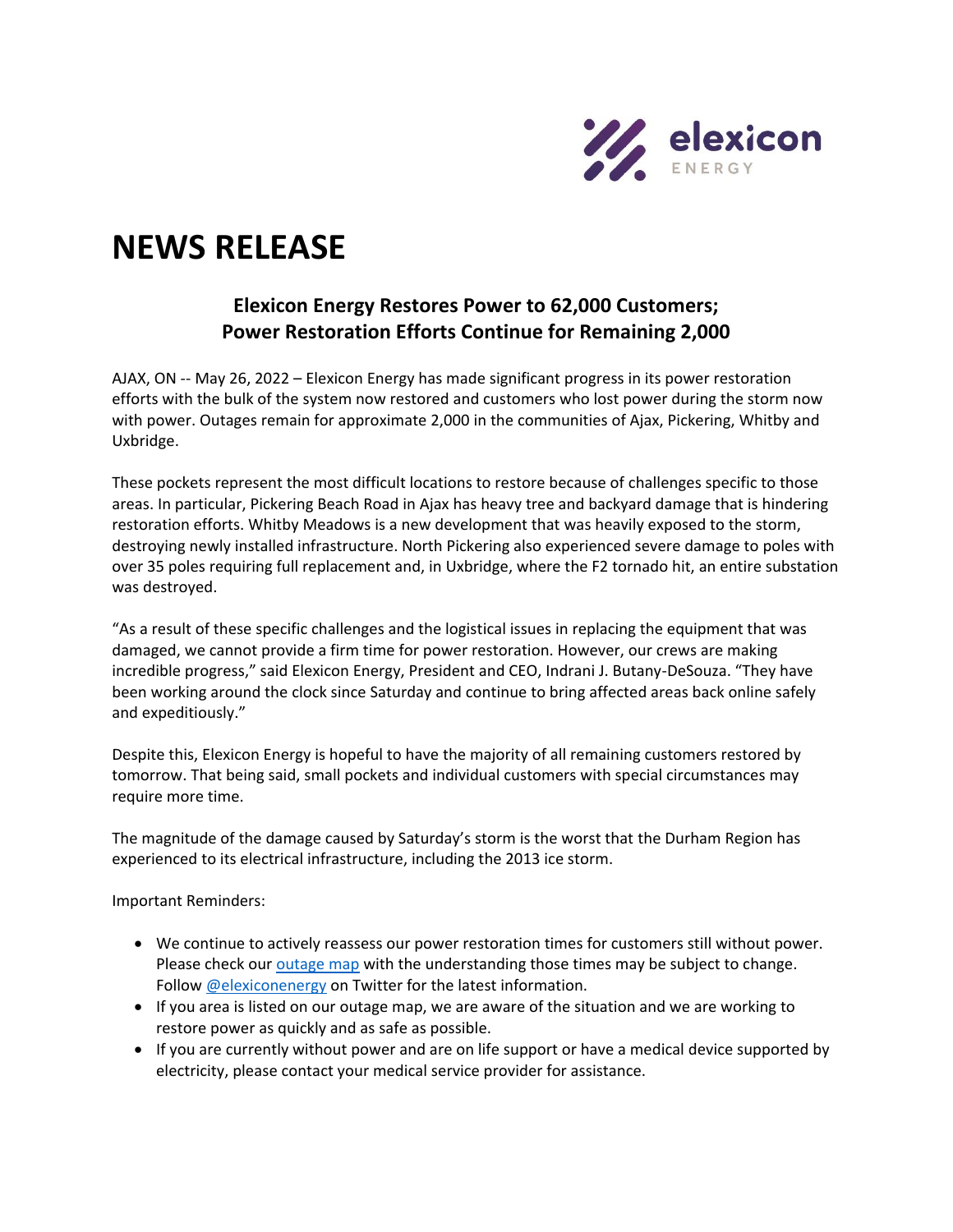elexicon ENERGY

# NEWS RELEASE

## Elexicon Energy Restores Power to 62,000 Customers; Power Restoration Efforts Continue for Remaining 2,000

AJAX, ON -- May 26, 2022 – Elexicon Energy has made significant progress in its power restoration efforts with the bulk of the system now restored and customers who lost power during the storm now with power. Outages remain for approximate 2,000 in the communities of Ajax, Pickering, Whitby and Uxbridge.

These pockets represent the most difficult locations to restore because of challenges specific to those areas. In particular, Pickering Beach Road in Ajax has heavy tree and backyard damage that is hindering restoration efforts. Whitby Meadows is a new development that was heavily exposed to the storm, destroying newly installed infrastructure. North Pickering also experienced severe damage to poles with over 35 poles requiring full replacement and, in Uxbridge, where the F2 tornado hit, an entire substation was destroyed.

"As a result of these specific challenges and the logistical issues in replacing the equipment that was damaged, we cannot provide a firm time for power restoration. However, our crews are making incredible progress," said Elexicon Energy, President and CEO, Indrani J. Butany-DeSouza. "They have been working around the clock since Saturday and continue to bring affected areas back online safely and expeditiously."

Despite this, Elexicon Energy is hopeful to have the majority of all remaining customers restored by tomorrow. That being said, small pockets and individual customers with special circumstances may require more time.

The magnitude of the damage caused by Saturday's storm is the worst that the Durham Region has experienced to its electrical infrastructure, including the 2013 ice storm.

Important Reminders:

- We continue to actively reassess our power restoration times for customers still without power. Please check our [outage map](outage map) with the understanding those times may be subject to change. Follow [@elexiconenergy](@elexiconenergy) on Twitter for the latest information.
- If you area is listed on our outage map, we are aware of the situation and we are working to restore power as quickly and as safe as possible.
- If you are currently without power and are on life support or have a medical device supported by electricity, please contact your medical service provider for assistance.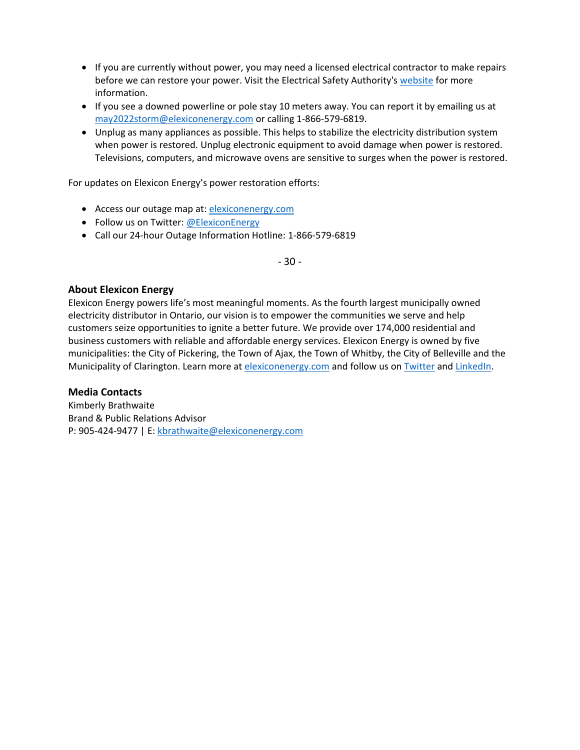- If you are currently without power, you may need a licensed electrical contractor to make repairs before we can restore your power. Visit the Electrical Safety Authority's website for more information.
- If you see a downed powerline or pole stay 10 meters away. You can report it by emailing us at may2022storm@elexiconenergy.com or calling 1-866-579-6819.
- Unplug as many appliances as possible. This helps to stabilize the electricity distribution system when power is restored. Unplug electronic equipment to avoid damage when power is restored. Televisions, computers, and microwave ovens are sensitive to surges when the power is restored.

For updates on Elexicon Energy's power restoration efforts:

- Access our outage map at: elexiconenergy.com
- Follow us on Twitter: @ElexiconEnergy
- Call our 24-hour Outage Information Hotline: 1-866-579-6819

- 30 -

**About Elexicon Energy**

Elexicon Energy powers life's most meaningful moments. As the fourth largest municipally owned electricity distributor in Ontario, our vision is to empower the communities we serve and help customers seize opportunities to ignite a better future. We provide over 174,000 residential and business customers with reliable and affordable energy services. Elexicon Energy is owned by five municipalities: the City of Pickering, the Town of Ajax, the Town of Whitby, the City of Belleville and the Municipality of Clarington. Learn more at elexiconenergy.com and follow us on Twitter and LinkedIn.

**Media Contacts**

Kimberly Brathwaite
Brand & Public Relations Advisor
P: 905-424-9477 | E: kbrathwaite@elexiconenergy.com